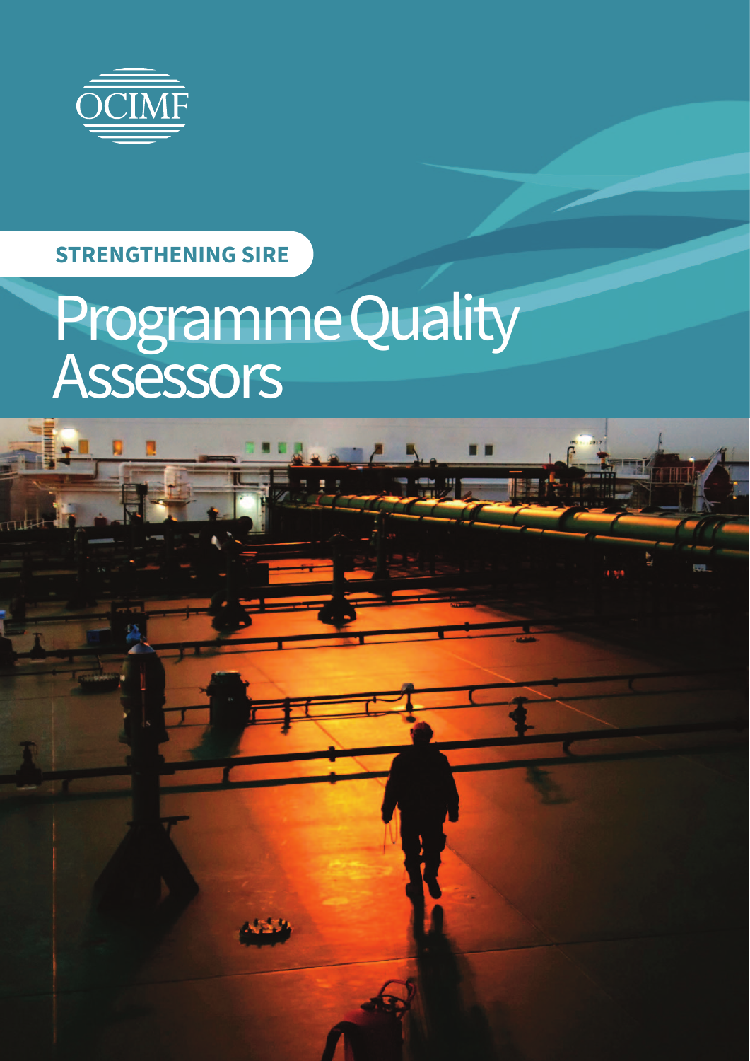OCIMF

**STRENGTHENING SIRE**

# Programme Quality Assessors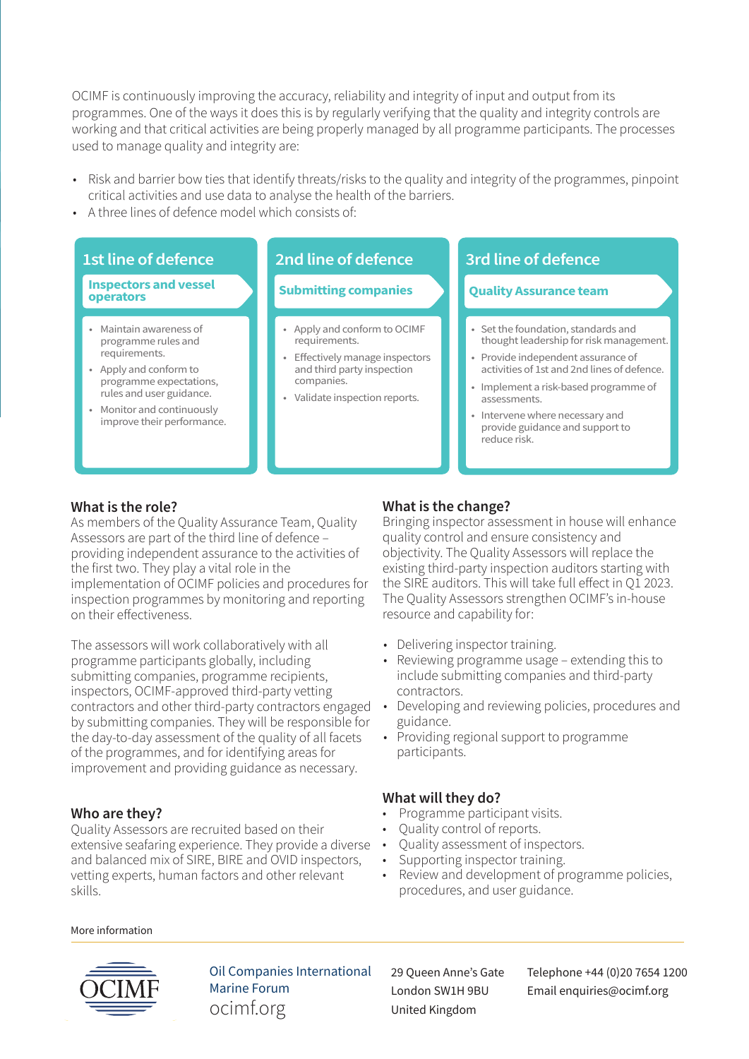OCIMF is continuously improving the accuracy, reliability and integrity of input and output from its programmes. One of the ways it does this is by regularly verifying that the quality and integrity controls are working and that critical activities are being properly managed by all programme participants. The processes used to manage quality and integrity are:

- Risk and barrier bow ties that identify threats/risks to the quality and integrity of the programmes, pinpoint critical activities and use data to analyse the health of the barriers.
- A three lines of defence model which consists of:

### 1st line of defence

**Inspectors and vessel operators**

- Maintain awareness of programme rules and requirements.
- Apply and conform to programme expectations, rules and user guidance.
- Monitor and continuously improve their performance.

### 2nd line of defence

**Submitting companies**

- Apply and conform to OCIMF requirements.
- Effectively manage inspectors and third party inspection companies.
- Validate inspection reports.

### 3rd line of defence

**Quality Assurance team**

- Set the foundation, standards and thought leadership for risk management.
- Provide independent assurance of activities of 1st and 2nd lines of defence.
- Implement a risk-based programme of assessments.
- Intervene where necessary and provide guidance and support to reduce risk.

## What is the role?

As members of the Quality Assurance Team, Quality Assessors are part of the third line of defence – providing independent assurance to the activities of the first two. They play a vital role in the implementation of OCIMF policies and procedures for inspection programmes by monitoring and reporting on their effectiveness.

The assessors will work collaboratively with all programme participants globally, including submitting companies, programme recipients, inspectors, OCIMF-approved third-party vetting contractors and other third-party contractors engaged by submitting companies. They will be responsible for the day-to-day assessment of the quality of all facets of the programmes, and for identifying areas for improvement and providing guidance as necessary.

## Who are they?

Quality Assessors are recruited based on their extensive seafaring experience. They provide a diverse and balanced mix of SIRE, BIRE and OVID inspectors, vetting experts, human factors and other relevant skills.

## What is the change?

Bringing inspector assessment in house will enhance quality control and ensure consistency and objectivity. The Quality Assessors will replace the existing third-party inspection auditors starting with the SIRE auditors. This will take full effect in Q1 2023. The Quality Assessors strengthen OCIMF's in-house resource and capability for:

- Delivering inspector training.
- Reviewing programme usage – extending this to include submitting companies and third-party contractors.
- Developing and reviewing policies, procedures and guidance.
- Providing regional support to programme participants.

## What will they do?

- Programme participant visits.
- Quality control of reports.
- Quality assessment of inspectors.
- Supporting inspector training.
- Review and development of programme policies, procedures, and user guidance.

More information

Oil Companies International Marine Forum
ocimf.org

29 Queen Anne's Gate
London SW1H 9BU
United Kingdom

Telephone +44 (0)20 7654 1200
Email enquiries@ocimf.org